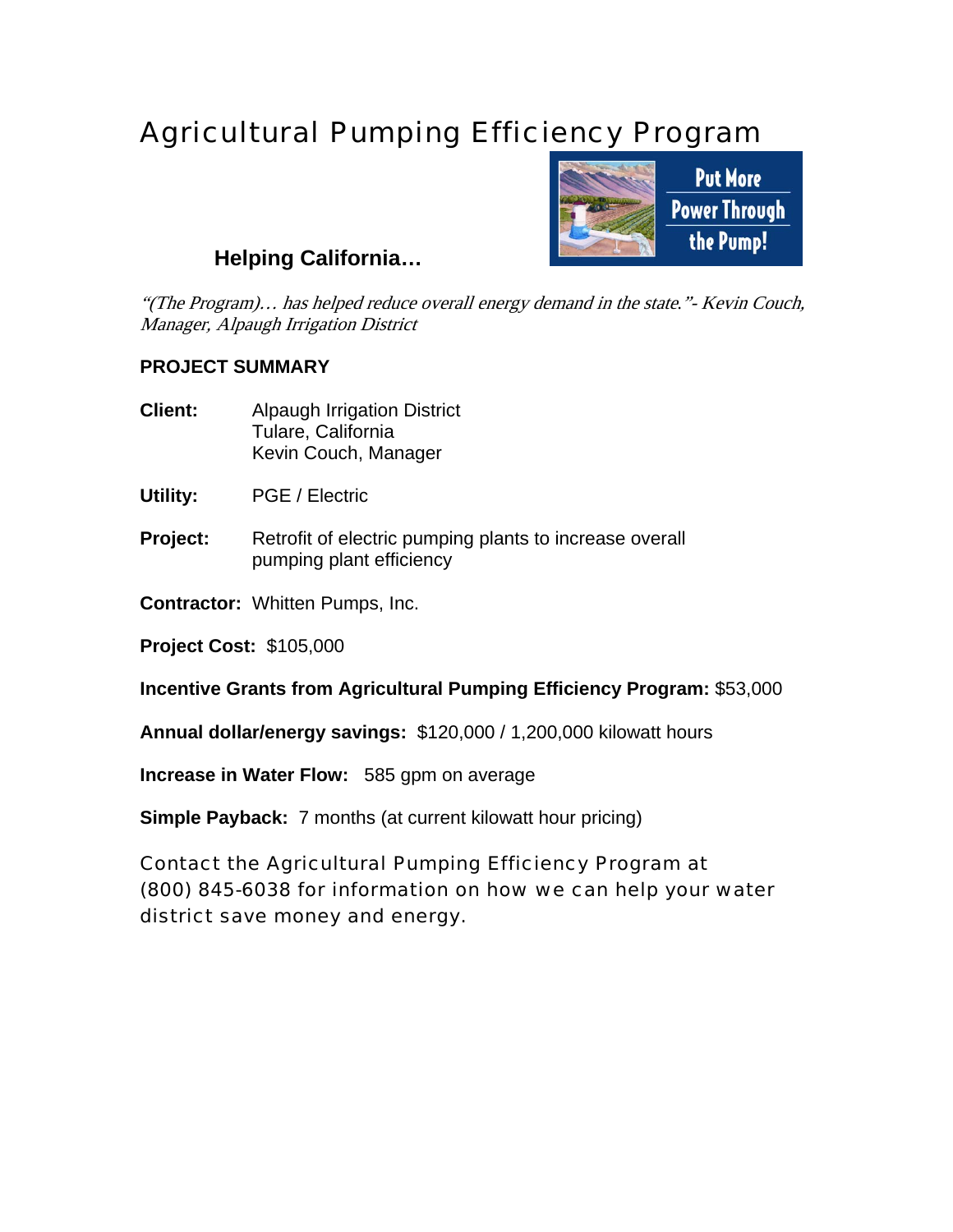# Agricultural Pumping Efficiency Program

Put More Power Through the Pump!

### Helping California…

*"(The Program)… has helped reduce overall energy demand in the state."- Kevin Couch, Manager, Alpaugh Irrigation District*

**PROJECT SUMMARY**

**Client:** Alpaugh Irrigation District
Tulare, California
Kevin Couch, Manager

**Utility:** PGE / Electric

**Project:** Retrofit of electric pumping plants to increase overall pumping plant efficiency

**Contractor:** Whitten Pumps, Inc.

**Project Cost:** $105,000

**Incentive Grants from Agricultural Pumping Efficiency Program:** $53,000

**Annual dollar/energy savings:** $120,000 / 1,200,000 kilowatt hours

**Increase in Water Flow:** 585 gpm on average

**Simple Payback:** 7 months (at current kilowatt hour pricing)

Contact the Agricultural Pumping Efficiency Program at (800) 845-6038 for information on how we can help your water district save money and energy.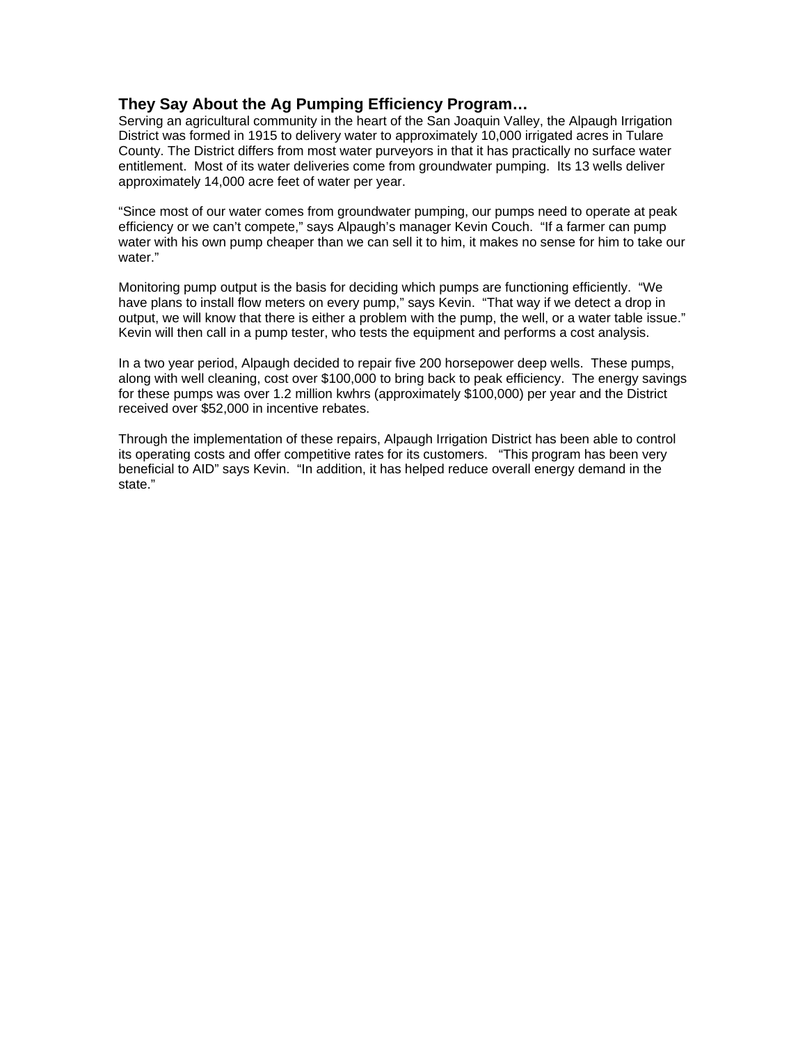### They Say About the Ag Pumping Efficiency Program…

Serving an agricultural community in the heart of the San Joaquin Valley, the Alpaugh Irrigation District was formed in 1915 to delivery water to approximately 10,000 irrigated acres in Tulare County. The District differs from most water purveyors in that it has practically no surface water entitlement. Most of its water deliveries come from groundwater pumping. Its 13 wells deliver approximately 14,000 acre feet of water per year.

"Since most of our water comes from groundwater pumping, our pumps need to operate at peak efficiency or we can't compete," says Alpaugh's manager Kevin Couch. "If a farmer can pump water with his own pump cheaper than we can sell it to him, it makes no sense for him to take our water."

Monitoring pump output is the basis for deciding which pumps are functioning efficiently. "We have plans to install flow meters on every pump," says Kevin. "That way if we detect a drop in output, we will know that there is either a problem with the pump, the well, or a water table issue." Kevin will then call in a pump tester, who tests the equipment and performs a cost analysis.

In a two year period, Alpaugh decided to repair five 200 horsepower deep wells. These pumps, along with well cleaning, cost over $100,000 to bring back to peak efficiency. The energy savings for these pumps was over 1.2 million kwhrs (approximately $100,000) per year and the District received over $52,000 in incentive rebates.

Through the implementation of these repairs, Alpaugh Irrigation District has been able to control its operating costs and offer competitive rates for its customers. "This program has been very beneficial to AID" says Kevin. "In addition, it has helped reduce overall energy demand in the state."